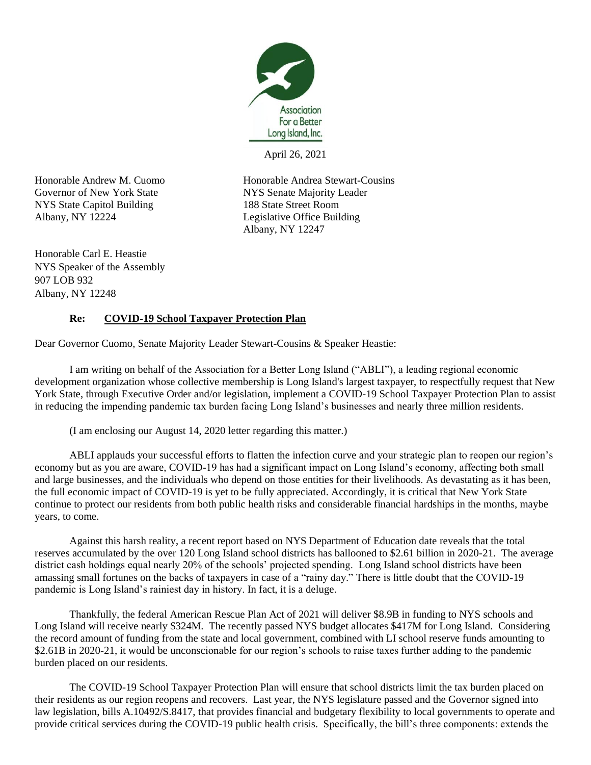Association For a Better Long Island, Inc.

April 26, 2021

Honorable Andrew M. Cuomo
Governor of New York State
NYS State Capitol Building
Albany, NY 12224

Honorable Andrea Stewart-Cousins
NYS Senate Majority Leader
188 State Street Room
Legislative Office Building
Albany, NY 12247

Honorable Carl E. Heastie
NYS Speaker of the Assembly
907 LOB 932
Albany, NY 12248

**Re: <u>COVID-19 School Taxpayer Protection Plan</u>**

Dear Governor Cuomo, Senate Majority Leader Stewart-Cousins & Speaker Heastie:

I am writing on behalf of the Association for a Better Long Island ("ABLI"), a leading regional economic development organization whose collective membership is Long Island's largest taxpayer, to respectfully request that New York State, through Executive Order and/or legislation, implement a COVID-19 School Taxpayer Protection Plan to assist in reducing the impending pandemic tax burden facing Long Island's businesses and nearly three million residents.

(I am enclosing our August 14, 2020 letter regarding this matter.)

ABLI applauds your successful efforts to flatten the infection curve and your strategic plan to reopen our region's economy but as you are aware, COVID-19 has had a significant impact on Long Island's economy, affecting both small and large businesses, and the individuals who depend on those entities for their livelihoods. As devastating as it has been, the full economic impact of COVID-19 is yet to be fully appreciated. Accordingly, it is critical that New York State continue to protect our residents from both public health risks and considerable financial hardships in the months, maybe years, to come.

Against this harsh reality, a recent report based on NYS Department of Education date reveals that the total reserves accumulated by the over 120 Long Island school districts has ballooned to $2.61 billion in 2020-21. The average district cash holdings equal nearly 20% of the schools' projected spending. Long Island school districts have been amassing small fortunes on the backs of taxpayers in case of a "rainy day." There is little doubt that the COVID-19 pandemic is Long Island's rainiest day in history. In fact, it is a deluge.

Thankfully, the federal American Rescue Plan Act of 2021 will deliver $8.9B in funding to NYS schools and Long Island will receive nearly $324M. The recently passed NYS budget allocates $417M for Long Island. Considering the record amount of funding from the state and local government, combined with LI school reserve funds amounting to $2.61B in 2020-21, it would be unconscionable for our region's schools to raise taxes further adding to the pandemic burden placed on our residents.

The COVID-19 School Taxpayer Protection Plan will ensure that school districts limit the tax burden placed on their residents as our region reopens and recovers. Last year, the NYS legislature passed and the Governor signed into law legislation, bills A.10492/S.8417, that provides financial and budgetary flexibility to local governments to operate and provide critical services during the COVID-19 public health crisis. Specifically, the bill's three components: extends the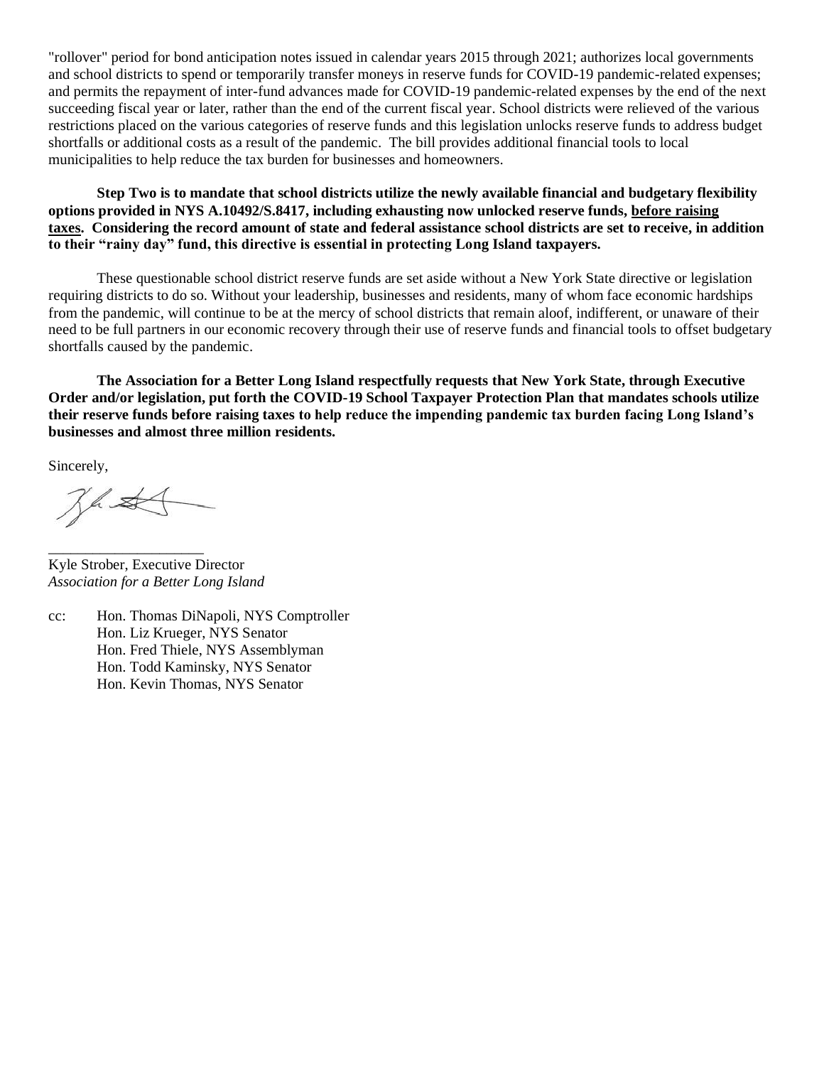"rollover" period for bond anticipation notes issued in calendar years 2015 through 2021; authorizes local governments and school districts to spend or temporarily transfer moneys in reserve funds for COVID-19 pandemic-related expenses; and permits the repayment of inter-fund advances made for COVID-19 pandemic-related expenses by the end of the next succeeding fiscal year or later, rather than the end of the current fiscal year. School districts were relieved of the various restrictions placed on the various categories of reserve funds and this legislation unlocks reserve funds to address budget shortfalls or additional costs as a result of the pandemic. The bill provides additional financial tools to local municipalities to help reduce the tax burden for businesses and homeowners.

**Step Two is to mandate that school districts utilize the newly available financial and budgetary flexibility options provided in NYS A.10492/S.8417, including exhausting now unlocked reserve funds, <u>before raising taxes</u>. Considering the record amount of state and federal assistance school districts are set to receive, in addition to their "rainy day" fund, this directive is essential in protecting Long Island taxpayers.**

These questionable school district reserve funds are set aside without a New York State directive or legislation requiring districts to do so. Without your leadership, businesses and residents, many of whom face economic hardships from the pandemic, will continue to be at the mercy of school districts that remain aloof, indifferent, or unaware of their need to be full partners in our economic recovery through their use of reserve funds and financial tools to offset budgetary shortfalls caused by the pandemic.

**The Association for a Better Long Island respectfully requests that New York State, through Executive Order and/or legislation, put forth the COVID-19 School Taxpayer Protection Plan that mandates schools utilize their reserve funds before raising taxes to help reduce the impending pandemic tax burden facing Long Island's businesses and almost three million residents.**

Sincerely,

____________________

Kyle Strober, Executive Director
*Association for a Better Long Island*

cc: Hon. Thomas DiNapoli, NYS Comptroller
Hon. Liz Krueger, NYS Senator
Hon. Fred Thiele, NYS Assemblyman
Hon. Todd Kaminsky, NYS Senator
Hon. Kevin Thomas, NYS Senator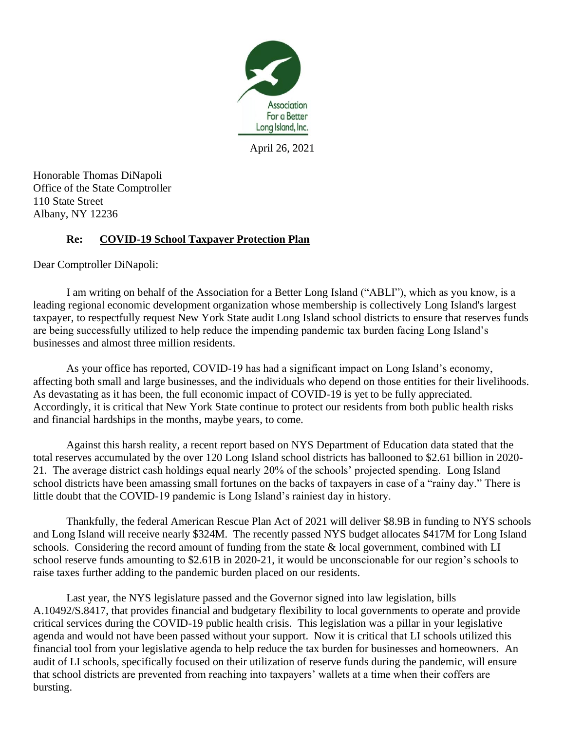Association For a Better Long Island, Inc.

April 26, 2021

Honorable Thomas DiNapoli
Office of the State Comptroller
110 State Street
Albany, NY 12236

**Re: <u>COVID-19 School Taxpayer Protection Plan</u>**

Dear Comptroller DiNapoli:

I am writing on behalf of the Association for a Better Long Island ("ABLI"), which as you know, is a leading regional economic development organization whose membership is collectively Long Island's largest taxpayer, to respectfully request New York State audit Long Island school districts to ensure that reserves funds are being successfully utilized to help reduce the impending pandemic tax burden facing Long Island's businesses and almost three million residents.

As your office has reported, COVID-19 has had a significant impact on Long Island's economy, affecting both small and large businesses, and the individuals who depend on those entities for their livelihoods. As devastating as it has been, the full economic impact of COVID-19 is yet to be fully appreciated. Accordingly, it is critical that New York State continue to protect our residents from both public health risks and financial hardships in the months, maybe years, to come.

Against this harsh reality, a recent report based on NYS Department of Education data stated that the total reserves accumulated by the over 120 Long Island school districts has ballooned to $2.61 billion in 2020-21. The average district cash holdings equal nearly 20% of the schools' projected spending. Long Island school districts have been amassing small fortunes on the backs of taxpayers in case of a "rainy day." There is little doubt that the COVID-19 pandemic is Long Island's rainiest day in history.

Thankfully, the federal American Rescue Plan Act of 2021 will deliver $8.9B in funding to NYS schools and Long Island will receive nearly $324M. The recently passed NYS budget allocates $417M for Long Island schools. Considering the record amount of funding from the state & local government, combined with LI school reserve funds amounting to $2.61B in 2020-21, it would be unconscionable for our region's schools to raise taxes further adding to the pandemic burden placed on our residents.

Last year, the NYS legislature passed and the Governor signed into law legislation, bills A.10492/S.8417, that provides financial and budgetary flexibility to local governments to operate and provide critical services during the COVID-19 public health crisis. This legislation was a pillar in your legislative agenda and would not have been passed without your support. Now it is critical that LI schools utilized this financial tool from your legislative agenda to help reduce the tax burden for businesses and homeowners. An audit of LI schools, specifically focused on their utilization of reserve funds during the pandemic, will ensure that school districts are prevented from reaching into taxpayers' wallets at a time when their coffers are bursting.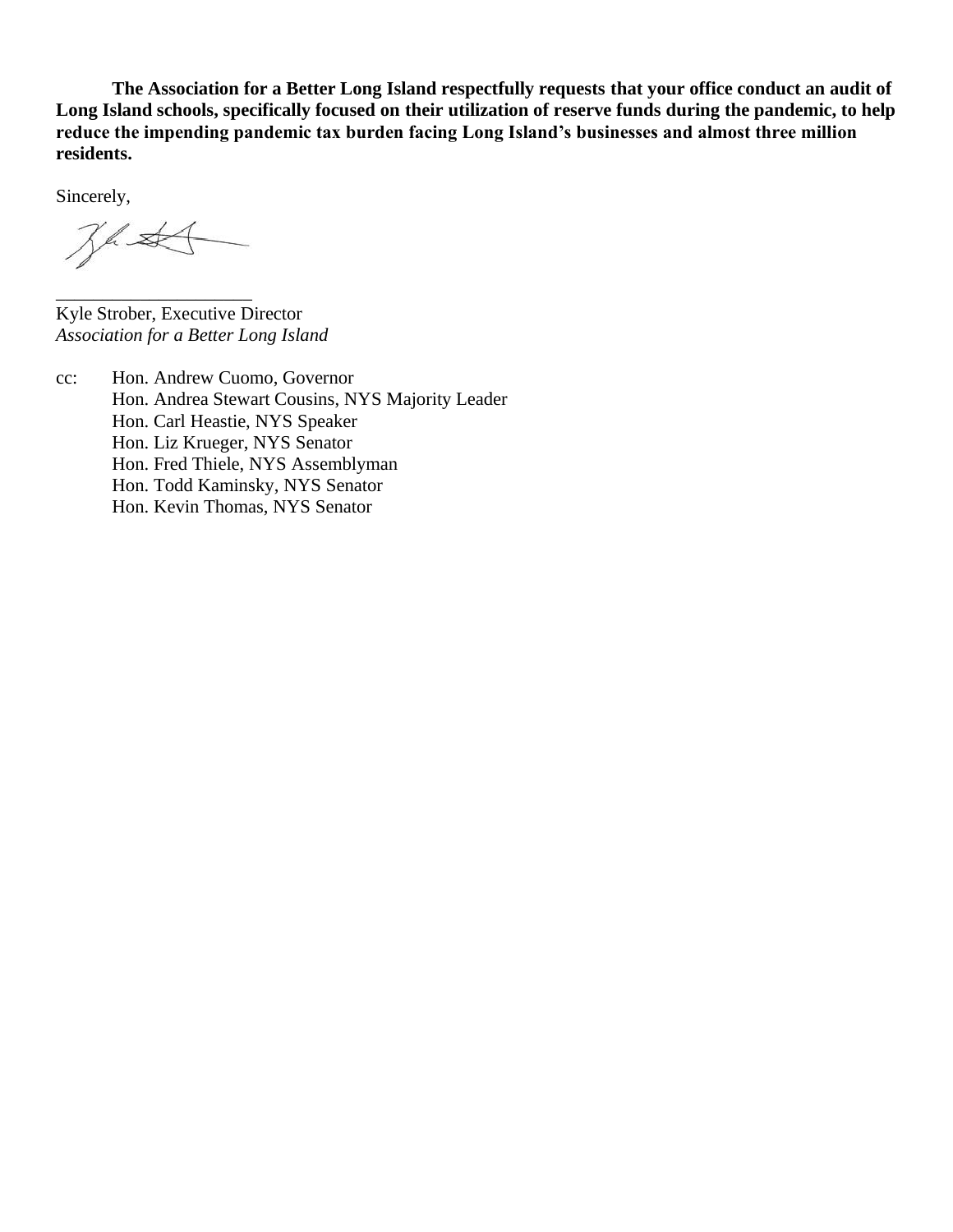**The Association for a Better Long Island respectfully requests that your office conduct an audit of Long Island schools, specifically focused on their utilization of reserve funds during the pandemic, to help reduce the impending pandemic tax burden facing Long Island's businesses and almost three million residents.**

Sincerely,

\_\_\_\_\_\_\_\_\_\_\_\_\_\_\_\_\_\_\_\_\_\_

Kyle Strober, Executive Director
*Association for a Better Long Island*

cc: Hon. Andrew Cuomo, Governor
Hon. Andrea Stewart Cousins, NYS Majority Leader
Hon. Carl Heastie, NYS Speaker
Hon. Liz Krueger, NYS Senator
Hon. Fred Thiele, NYS Assemblyman
Hon. Todd Kaminsky, NYS Senator
Hon. Kevin Thomas, NYS Senator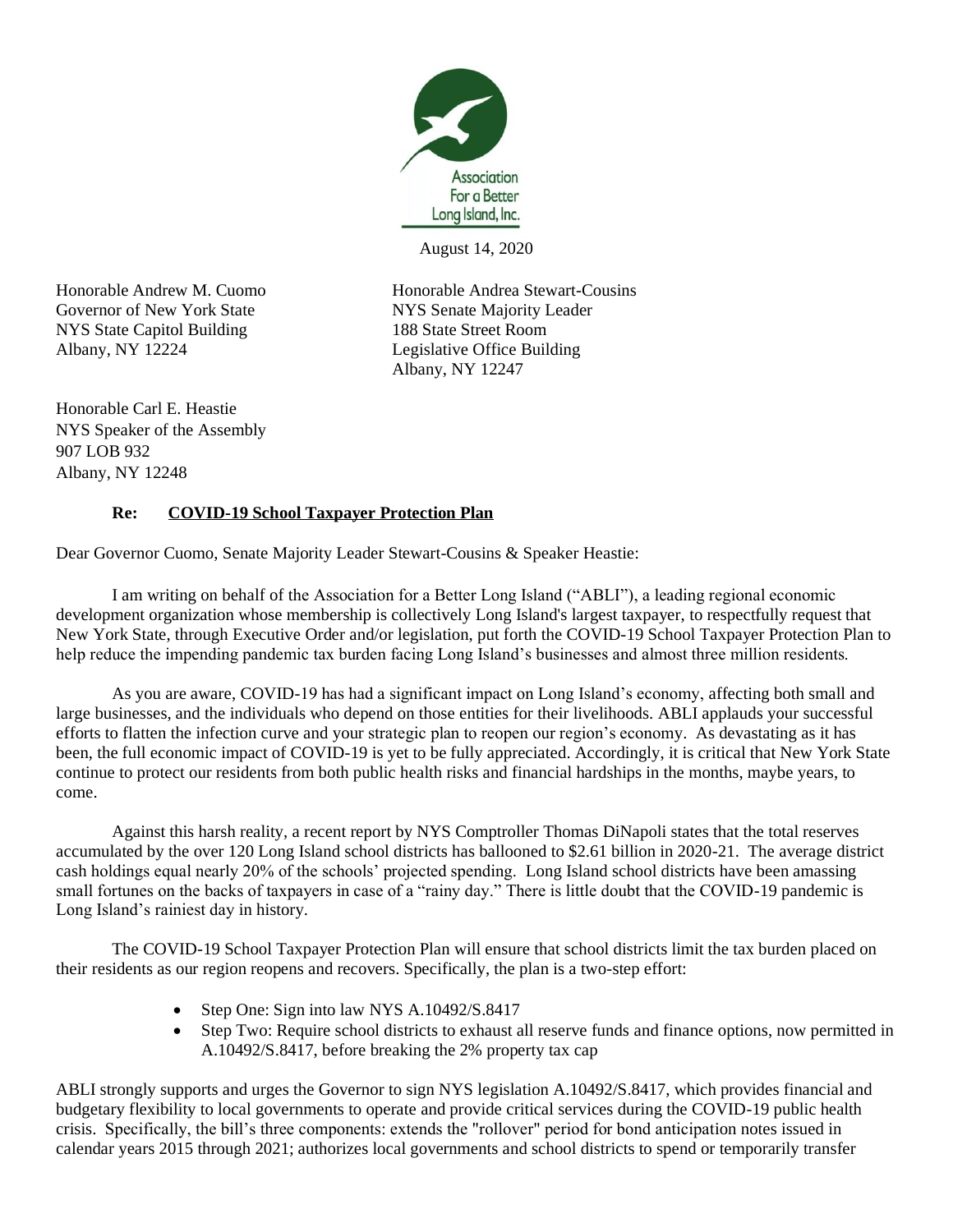Association For a Better Long Island, Inc.

August 14, 2020

Honorable Andrew M. Cuomo
Governor of New York State
NYS State Capitol Building
Albany, NY 12224

Honorable Andrea Stewart-Cousins
NYS Senate Majority Leader
188 State Street Room
Legislative Office Building
Albany, NY 12247

Honorable Carl E. Heastie
NYS Speaker of the Assembly
907 LOB 932
Albany, NY 12248

**Re: <u>COVID-19 School Taxpayer Protection Plan</u>**

Dear Governor Cuomo, Senate Majority Leader Stewart-Cousins & Speaker Heastie:

I am writing on behalf of the Association for a Better Long Island ("ABLI"), a leading regional economic development organization whose membership is collectively Long Island's largest taxpayer, to respectfully request that New York State, through Executive Order and/or legislation, put forth the COVID-19 School Taxpayer Protection Plan to help reduce the impending pandemic tax burden facing Long Island's businesses and almost three million residents.

As you are aware, COVID-19 has had a significant impact on Long Island's economy, affecting both small and large businesses, and the individuals who depend on those entities for their livelihoods. ABLI applauds your successful efforts to flatten the infection curve and your strategic plan to reopen our region's economy. As devastating as it has been, the full economic impact of COVID-19 is yet to be fully appreciated. Accordingly, it is critical that New York State continue to protect our residents from both public health risks and financial hardships in the months, maybe years, to come.

Against this harsh reality, a recent report by NYS Comptroller Thomas DiNapoli states that the total reserves accumulated by the over 120 Long Island school districts has ballooned to $2.61 billion in 2020-21. The average district cash holdings equal nearly 20% of the schools' projected spending. Long Island school districts have been amassing small fortunes on the backs of taxpayers in case of a "rainy day." There is little doubt that the COVID-19 pandemic is Long Island's rainiest day in history.

The COVID-19 School Taxpayer Protection Plan will ensure that school districts limit the tax burden placed on their residents as our region reopens and recovers. Specifically, the plan is a two-step effort:

- Step One: Sign into law NYS A.10492/S.8417
- Step Two: Require school districts to exhaust all reserve funds and finance options, now permitted in A.10492/S.8417, before breaking the 2% property tax cap

ABLI strongly supports and urges the Governor to sign NYS legislation A.10492/S.8417, which provides financial and budgetary flexibility to local governments to operate and provide critical services during the COVID-19 public health crisis. Specifically, the bill's three components: extends the "rollover" period for bond anticipation notes issued in calendar years 2015 through 2021; authorizes local governments and school districts to spend or temporarily transfer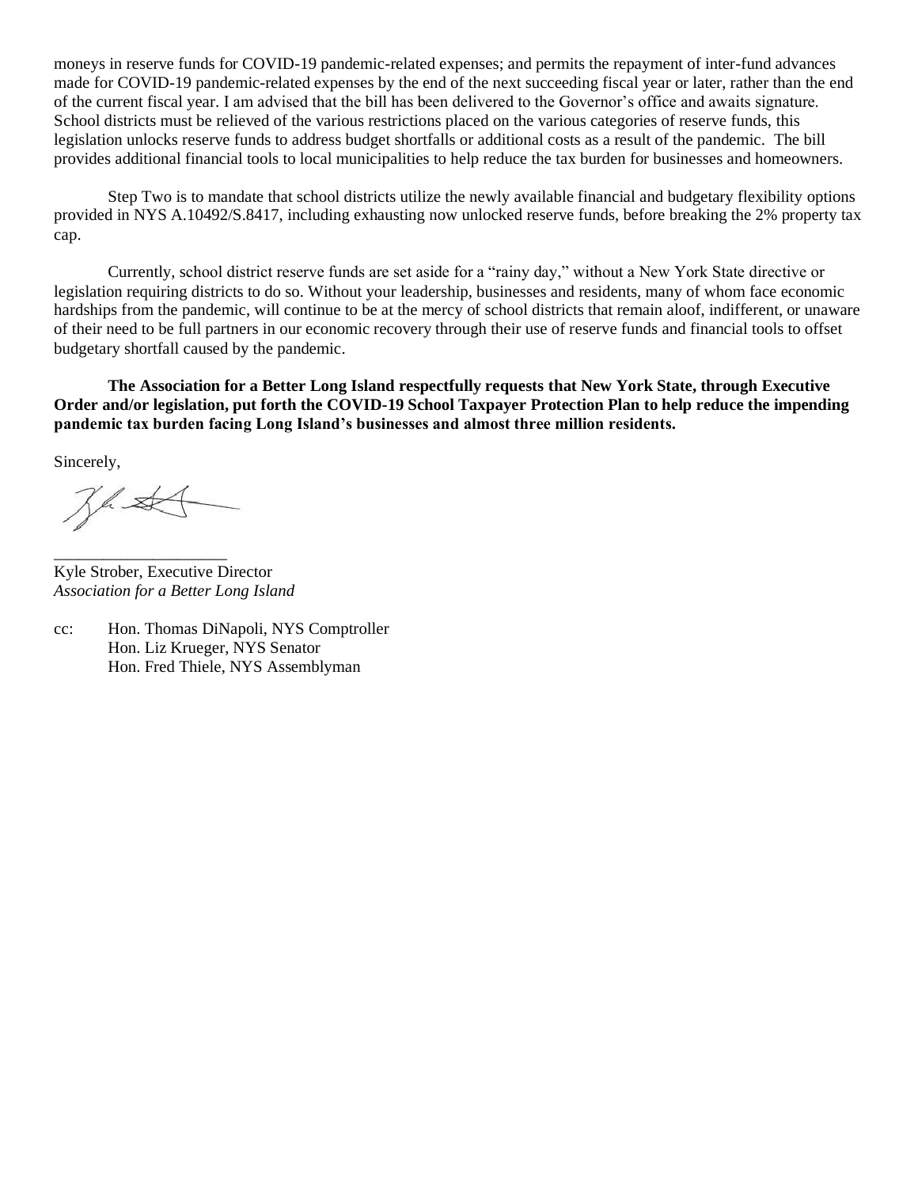moneys in reserve funds for COVID-19 pandemic-related expenses; and permits the repayment of inter-fund advances made for COVID-19 pandemic-related expenses by the end of the next succeeding fiscal year or later, rather than the end of the current fiscal year. I am advised that the bill has been delivered to the Governor's office and awaits signature. School districts must be relieved of the various restrictions placed on the various categories of reserve funds, this legislation unlocks reserve funds to address budget shortfalls or additional costs as a result of the pandemic. The bill provides additional financial tools to local municipalities to help reduce the tax burden for businesses and homeowners.

Step Two is to mandate that school districts utilize the newly available financial and budgetary flexibility options provided in NYS A.10492/S.8417, including exhausting now unlocked reserve funds, before breaking the 2% property tax cap.

Currently, school district reserve funds are set aside for a "rainy day," without a New York State directive or legislation requiring districts to do so. Without your leadership, businesses and residents, many of whom face economic hardships from the pandemic, will continue to be at the mercy of school districts that remain aloof, indifferent, or unaware of their need to be full partners in our economic recovery through their use of reserve funds and financial tools to offset budgetary shortfall caused by the pandemic.

**The Association for a Better Long Island respectfully requests that New York State, through Executive Order and/or legislation, put forth the COVID-19 School Taxpayer Protection Plan to help reduce the impending pandemic tax burden facing Long Island's businesses and almost three million residents.**

Sincerely,

_____________________

Kyle Strober, Executive Director
*Association for a Better Long Island*

cc: Hon. Thomas DiNapoli, NYS Comptroller
Hon. Liz Krueger, NYS Senator
Hon. Fred Thiele, NYS Assemblyman